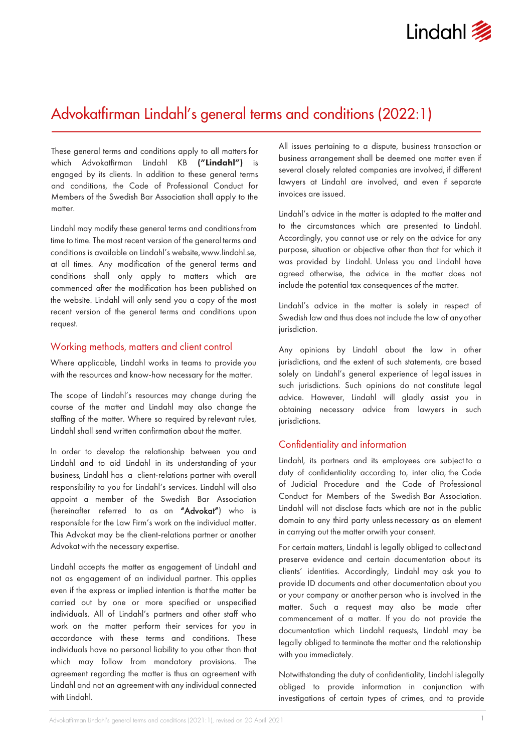# Advokatfirman Lindahl's general terms and conditions (2022:1)

These general terms and conditions apply to all matters for which Advokatfirman Lindahl KB **("Lindahl")** is engaged by its clients. In addition to these general terms and conditions, the Code of Professional Conduct for Members of the Swedish Bar Association shall apply to the matter.

Lindahl may modify these general terms and conditions from time to time. The most recent version of the general terms and conditions is available on Lindahl's website, www.lindahl.se, at all times. Any modification of the general terms and conditions shall only apply to matters which are commenced after the modification has been published on the website. Lindahl will only send you a copy of the most recent version of the general terms and conditions upon request.

## Working methods, matters and client control

Where applicable, Lindahl works in teams to provide you with the resources and know-how necessary for the matter.

The scope of Lindahl's resources may change during the course of the matter and Lindahl may also change the staffing of the matter. Where so required by relevant rules, Lindahl shall send written confirmation about the matter.

In order to develop the relationship between you and Lindahl and to aid Lindahl in its understanding of your business, Lindahl has a client-relations partner with overall responsibility to you for Lindahl's services. Lindahl will also appoint a member of the Swedish Bar Association (hereinafter referred to as an **"Advokat"**) who is responsible for the Law Firm's work on the individual matter. This Advokat may be the client-relations partner or another Advokat with the necessary expertise.

Lindahl accepts the matter as engagement of Lindahl and not as engagement of an individual partner. This applies even if the express or implied intention is that the matter be carried out by one or more specified or unspecified individuals. All of Lindahl's partners and other staff who work on the matter perform their services for you in accordance with these terms and conditions. These individuals have no personal liability to you other than that which may follow from mandatory provisions. The agreement regarding the matter is thus an agreement with Lindahl and not an agreement with any individual connected with Lindahl.

All issues pertaining to a dispute, business transaction or business arrangement shall be deemed one matter even if several closely related companies are involved, if different lawyers at Lindahl are involved, and even if separate invoices are issued.

Lindahl's advice in the matter is adapted to the matter and to the circumstances which are presented to Lindahl. Accordingly, you cannot use or rely on the advice for any purpose, situation or objective other than that for which it was provided by Lindahl. Unless you and Lindahl have agreed otherwise, the advice in the matter does not include the potential tax consequences of the matter.

Lindahl's advice in the matter is solely in respect of Swedish law and thus does not include the law of any other jurisdiction.

Any opinions by Lindahl about the law in other jurisdictions, and the extent of such statements, are based solely on Lindahl's general experience of legal issues in such jurisdictions. Such opinions do not constitute legal advice. However, Lindahl will gladly assist you in obtaining necessary advice from lawyers in such jurisdictions.

## Confidentiality and information

Lindahl, its partners and its employees are subject to a duty of confidentiality according to, inter alia, the Code of Judicial Procedure and the Code of Professional Conduct for Members of the Swedish Bar Association. Lindahl will not disclose facts which are not in the public domain to any third party unless necessary as an element in carrying out the matter or with your consent.

For certain matters, Lindahl is legally obliged to collect and preserve evidence and certain documentation about its clients' identities. Accordingly, Lindahl may ask you to provide ID documents and other documentation about you or your company or another person who is involved in the matter. Such a request may also be made after commencement of a matter. If you do not provide the documentation which Lindahl requests, Lindahl may be legally obliged to terminate the matter and the relationship with you immediately.

Notwithstanding the duty of confidentiality, Lindahl is legally obliged to provide information in conjunction with investigations of certain types of crimes, and to provide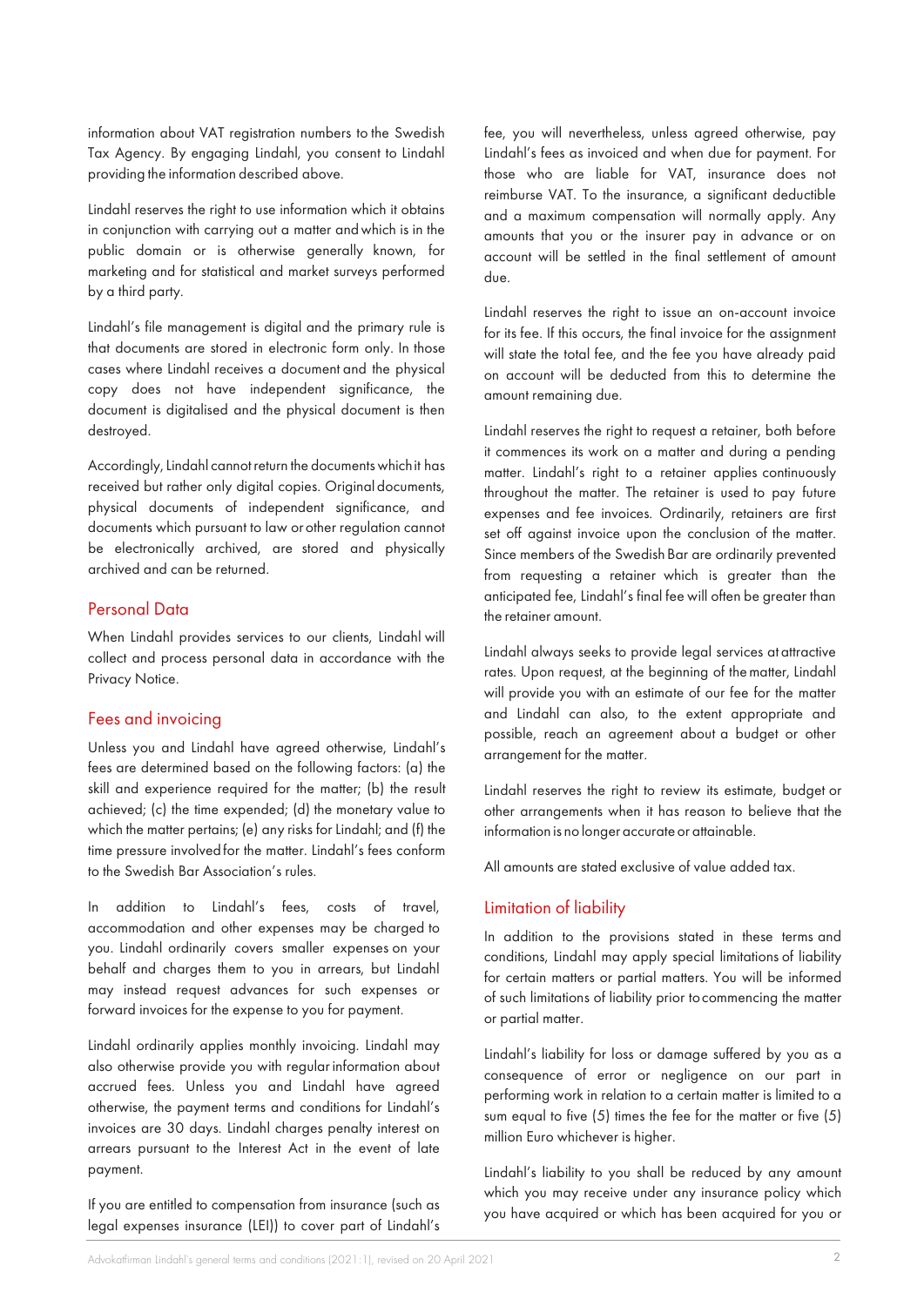information about VAT registration numbers to the Swedish Tax Agency. By engaging Lindahl, you consent to Lindahl providing the information described above.

Lindahl reserves the right to use information which it obtains in conjunction with carrying out a matter and which is in the public domain or is otherwise generally known, for marketing and for statistical and market surveys performed by a third party.

Lindahl's file management is digital and the primary rule is that documents are stored in electronic form only. In those cases where Lindahl receives a document and the physical copy does not have independent significance, the document is digitalised and the physical document is then destroyed.

Accordingly, Lindahl cannot return the documents which it has received but rather only digital copies. Original documents, physical documents of independent significance, and documents which pursuant to law or other regulation cannot be electronically archived, are stored and physically archived and can be returned.

## Personal Data

When Lindahl provides services to our clients, Lindahl will collect and process personal data in accordance with the Privacy Notice.

## Fees and invoicing

Unless you and Lindahl have agreed otherwise, Lindahl's fees are determined based on the following factors: (a) the skill and experience required for the matter; (b) the result achieved; (c) the time expended; (d) the monetary value to which the matter pertains; (e) any risks for Lindahl; and (f) the time pressure involved for the matter. Lindahl's fees conform to the Swedish Bar Association's rules.

In addition to Lindahl's fees, costs of travel, accommodation and other expenses may be charged to you. Lindahl ordinarily covers smaller expenses on your behalf and charges them to you in arrears, but Lindahl may instead request advances for such expenses or forward invoices for the expense to you for payment.

Lindahl ordinarily applies monthly invoicing. Lindahl may also otherwise provide you with regular information about accrued fees. Unless you and Lindahl have agreed otherwise, the payment terms and conditions for Lindahl's invoices are 30 days. Lindahl charges penalty interest on arrears pursuant to the Interest Act in the event of late payment.

If you are entitled to compensation from insurance (such as legal expenses insurance (LEI)) to cover part of Lindahl's fee, you will nevertheless, unless agreed otherwise, pay Lindahl's fees as invoiced and when due for payment. For those who are liable for VAT, insurance does not reimburse VAT. To the insurance, a significant deductible and a maximum compensation will normally apply. Any amounts that you or the insurer pay in advance or on account will be settled in the final settlement of amount due.

Lindahl reserves the right to issue an on-account invoice for its fee. If this occurs, the final invoice for the assignment will state the total fee, and the fee you have already paid on account will be deducted from this to determine the amount remaining due.

Lindahl reserves the right to request a retainer, both before it commences its work on a matter and during a pending matter. Lindahl's right to a retainer applies continuously throughout the matter. The retainer is used to pay future expenses and fee invoices. Ordinarily, retainers are first set off against invoice upon the conclusion of the matter. Since members of the Swedish Bar are ordinarily prevented from requesting a retainer which is greater than the anticipated fee, Lindahl's final fee will often be greater than the retainer amount.

Lindahl always seeks to provide legal services at attractive rates. Upon request, at the beginning of the matter, Lindahl will provide you with an estimate of our fee for the matter and Lindahl can also, to the extent appropriate and possible, reach an agreement about a budget or other arrangement for the matter.

Lindahl reserves the right to review its estimate, budget or other arrangements when it has reason to believe that the information is no longer accurate or attainable.

All amounts are stated exclusive of value added tax.

## Limitation of liability

In addition to the provisions stated in these terms and conditions, Lindahl may apply special limitations of liability for certain matters or partial matters. You will be informed of such limitations of liability prior to commencing the matter or partial matter.

Lindahl's liability for loss or damage suffered by you as a consequence of error or negligence on our part in performing work in relation to a certain matter is limited to a sum equal to five (5) times the fee for the matter or five (5) million Euro whichever is higher.

Lindahl's liability to you shall be reduced by any amount which you may receive under any insurance policy which you have acquired or which has been acquired for you or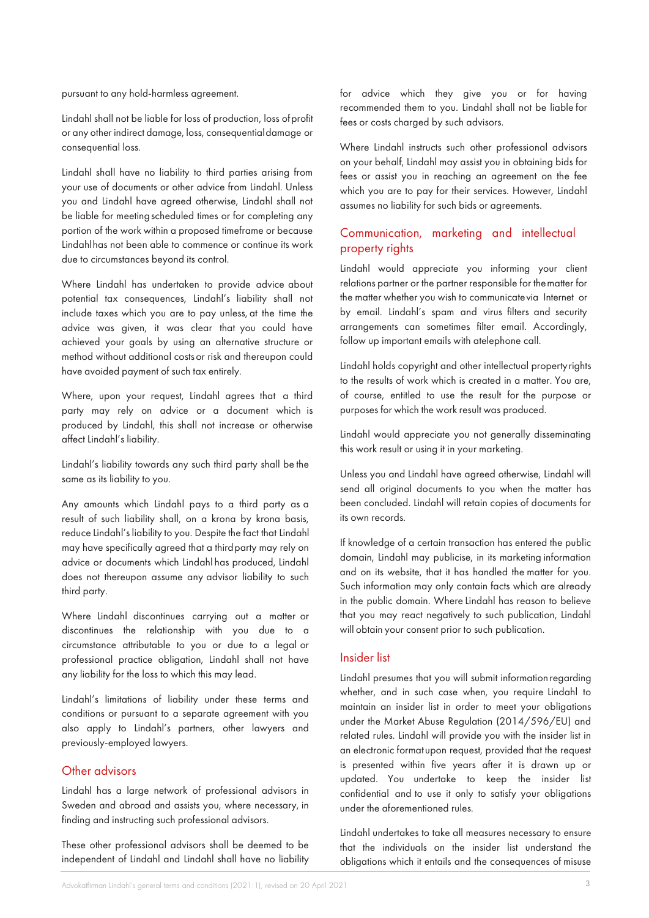pursuant to any hold-harmless agreement.

Lindahl shall not be liable for loss of production, loss of profit or any other indirect damage, loss, consequential damage or consequential loss.

Lindahl shall have no liability to third parties arising from your use of documents or other advice from Lindahl. Unless you and Lindahl have agreed otherwise, Lindahl shall not be liable for meeting scheduled times or for completing any portion of the work within a proposed timeframe or because Lindahl has not been able to commence or continue its work due to circumstances beyond its control.

Where Lindahl has undertaken to provide advice about potential tax consequences, Lindahl's liability shall not include taxes which you are to pay unless, at the time the advice was given, it was clear that you could have achieved your goals by using an alternative structure or method without additional costs or risk and thereupon could have avoided payment of such tax entirely.

Where, upon your request, Lindahl agrees that a third party may rely on advice or a document which is produced by Lindahl, this shall not increase or otherwise affect Lindahl's liability.

Lindahl's liability towards any such third party shall be the same as its liability to you.

Any amounts which Lindahl pays to a third party as a result of such liability shall, on a krona by krona basis, reduce Lindahl's liability to you. Despite the fact that Lindahl may have specifically agreed that a third party may rely on advice or documents which Lindahl has produced, Lindahl does not thereupon assume any advisor liability to such third party.

Where Lindahl discontinues carrying out a matter or discontinues the relationship with you due to a circumstance attributable to you or due to a legal or professional practice obligation, Lindahl shall not have any liability for the loss to which this may lead.

Lindahl's limitations of liability under these terms and conditions or pursuant to a separate agreement with you also apply to Lindahl's partners, other lawyers and previously-employed lawyers.

## Other advisors

Lindahl has a large network of professional advisors in Sweden and abroad and assists you, where necessary, in finding and instructing such professional advisors.

These other professional advisors shall be deemed to be independent of Lindahl and Lindahl shall have no liability for advice which they give you or for having recommended them to you. Lindahl shall not be liable for fees or costs charged by such advisors.

Where Lindahl instructs such other professional advisors on your behalf, Lindahl may assist you in obtaining bids for fees or assist you in reaching an agreement on the fee which you are to pay for their services. However, Lindahl assumes no liability for such bids or agreements.

## Communication, marketing and intellectual property rights

Lindahl would appreciate you informing your client relations partner or the partner responsible for the matter for the matter whether you wish to communicate via Internet or by email. Lindahl's spam and virus filters and security arrangements can sometimes filter email. Accordingly, follow up important emails with a telephone call.

Lindahl holds copyright and other intellectual property rights to the results of work which is created in a matter. You are, of course, entitled to use the result for the purpose or purposes for which the work result was produced.

Lindahl would appreciate you not generally disseminating this work result or using it in your marketing.

Unless you and Lindahl have agreed otherwise, Lindahl will send all original documents to you when the matter has been concluded. Lindahl will retain copies of documents for its own records.

If knowledge of a certain transaction has entered the public domain, Lindahl may publicise, in its marketing information and on its website, that it has handled the matter for you. Such information may only contain facts which are already in the public domain. Where Lindahl has reason to believe that you may react negatively to such publication, Lindahl will obtain your consent prior to such publication.

## Insider list

Lindahl presumes that you will submit information regarding whether, and in such case when, you require Lindahl to maintain an insider list in order to meet your obligations under the Market Abuse Regulation (2014/596/EU) and related rules. Lindahl will provide you with the insider list in an electronic format upon request, provided that the request is presented within five years after it is drawn up or updated. You undertake to keep the insider list confidential and to use it only to satisfy your obligations under the aforementioned rules.

Lindahl undertakes to take all measures necessary to ensure that the individuals on the insider list understand the obligations which it entails and the consequences of misuse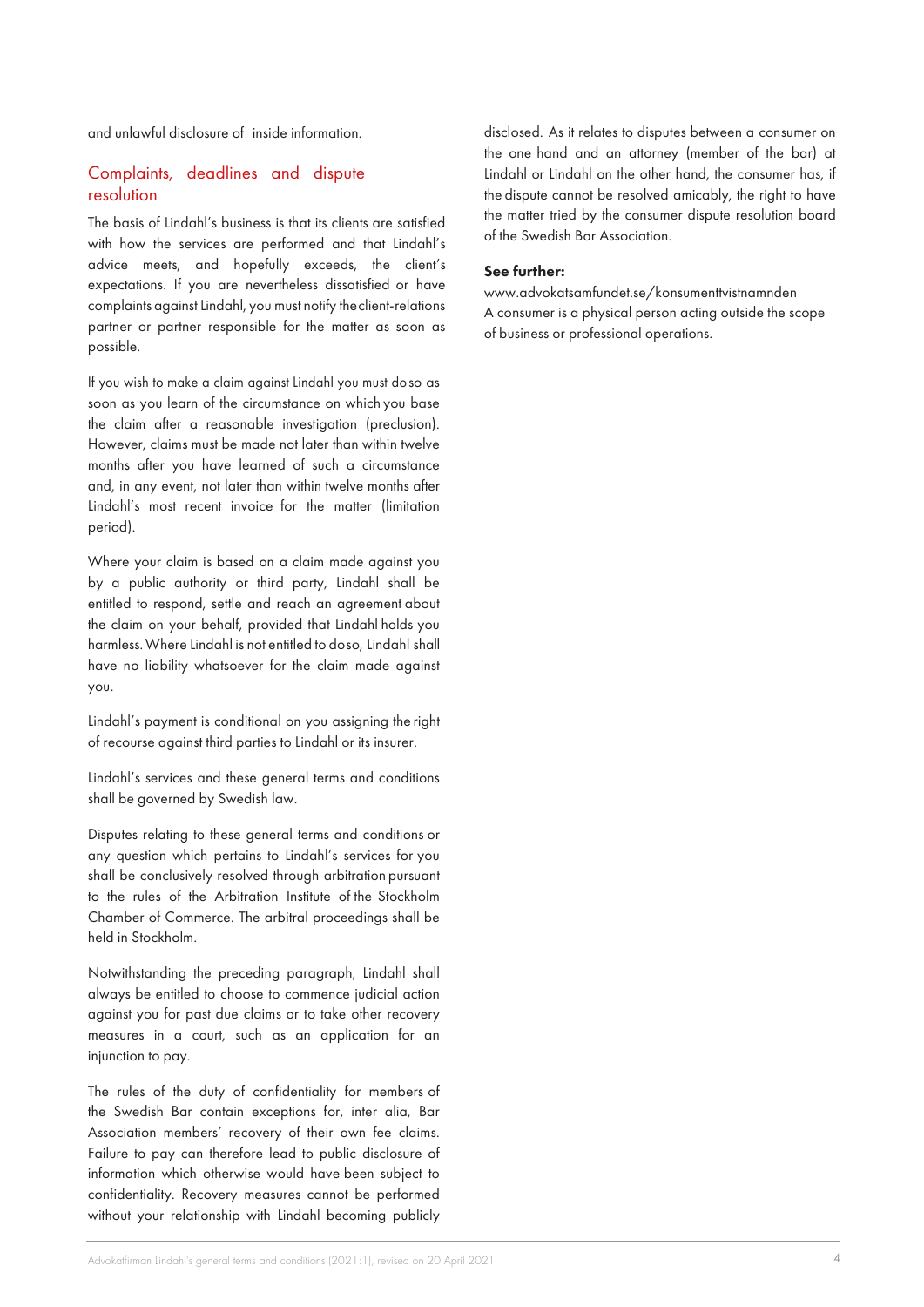and unlawful disclosure of inside information.

## Complaints, deadlines and dispute resolution

The basis of Lindahl's business is that its clients are satisfied with how the services are performed and that Lindahl's advice meets, and hopefully exceeds, the client's expectations. If you are nevertheless dissatisfied or have complaints against Lindahl, you must notify the client-relations partner or partner responsible for the matter as soon as possible.

If you wish to make a claim against Lindahl you must do so as soon as you learn of the circumstance on which you base the claim after a reasonable investigation (preclusion). However, claims must be made not later than within twelve months after you have learned of such a circumstance and, in any event, not later than within twelve months after Lindahl's most recent invoice for the matter (limitation period).

Where your claim is based on a claim made against you by a public authority or third party, Lindahl shall be entitled to respond, settle and reach an agreement about the claim on your behalf, provided that Lindahl holds you harmless. Where Lindahl is not entitled to do so, Lindahl shall have no liability whatsoever for the claim made against you.

Lindahl's payment is conditional on you assigning the right of recourse against third parties to Lindahl or its insurer.

Lindahl's services and these general terms and conditions shall be governed by Swedish law.

Disputes relating to these general terms and conditions or any question which pertains to Lindahl's services for you shall be conclusively resolved through arbitration pursuant to the rules of the Arbitration Institute of the Stockholm Chamber of Commerce. The arbitral proceedings shall be held in Stockholm.

Notwithstanding the preceding paragraph, Lindahl shall always be entitled to choose to commence judicial action against you for past due claims or to take other recovery measures in a court, such as an application for an injunction to pay.

The rules of the duty of confidentiality for members of the Swedish Bar contain exceptions for, inter alia, Bar Association members' recovery of their own fee claims. Failure to pay can therefore lead to public disclosure of information which otherwise would have been subject to confidentiality. Recovery measures cannot be performed without your relationship with Lindahl becoming publicly disclosed. As it relates to disputes between a consumer on the one hand and an attorney (member of the bar) at Lindahl or Lindahl on the other hand, the consumer has, if the dispute cannot be resolved amicably, the right to have the matter tried by the consumer dispute resolution board of the Swedish Bar Association.

**See further:**

www.advokatsamfundet.se/konsumenttvistnamnden
A consumer is a physical person acting outside the scope of business or professional operations.